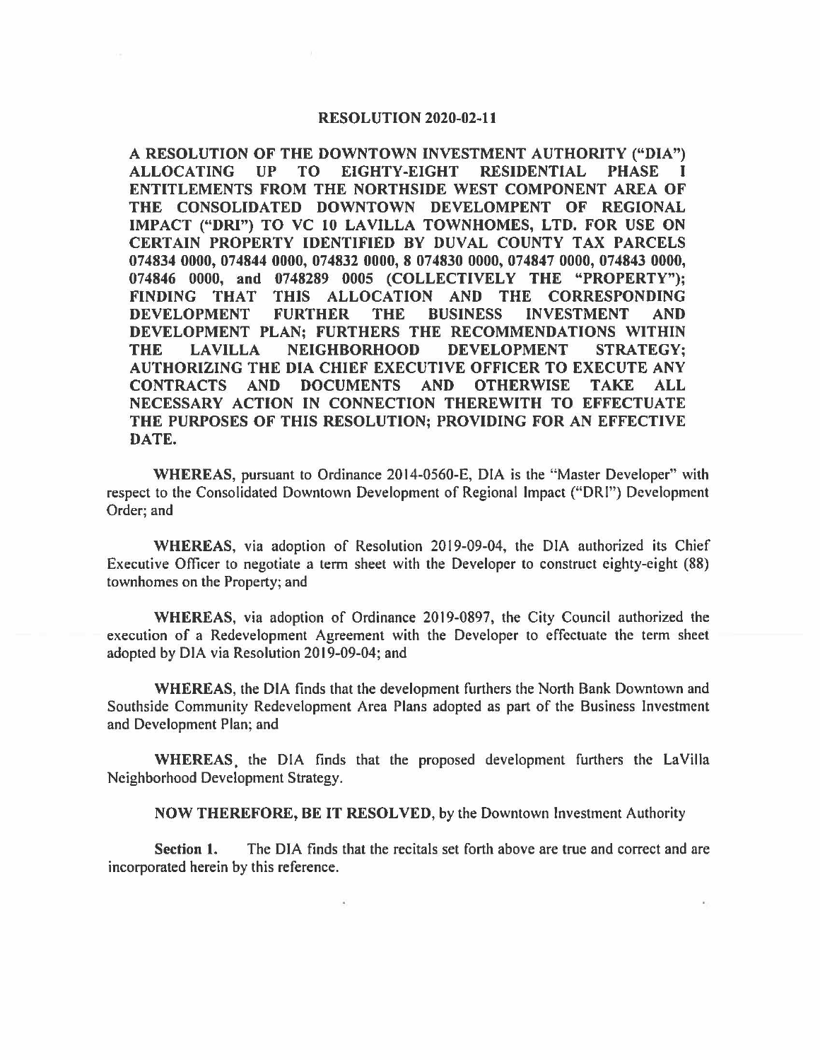# RESOLUTION 2020-02-11

**A RESOLUTION OF THE DOWNTOWN INVESTMENT AUTHORITY ("DIA") ALLOCATING UP TO EIGHTY-EIGHT RESIDENTIAL PHASE I ENTITLEMENTS FROM THE NORTHSIDE WEST COMPONENT AREA OF THE CONSOLIDATED DOWNTOWN DEVELOMPENT OF REGIONAL IMPACT ("DRI") TO VC 10 LAVILLA TOWNHOMES, LTD. FOR USE ON CERTAIN PROPERTY IDENTIFIED BY DUVAL COUNTY TAX PARCELS 074834 0000, 074844 0000, 074832 0000, 8 074830 0000, 074847 0000, 074843 0000, 074846 0000, and 0748289 0005 (COLLECTIVELY THE "PROPERTY"); FINDING THAT THIS ALLOCATION AND THE CORRESPONDING DEVELOPMENT FURTHER THE BUSINESS INVESTMENT AND DEVELOPMENT PLAN; FURTHERS THE RECOMMENDATIONS WITHIN THE LAVILLA NEIGHBORHOOD DEVELOPMENT STRATEGY; AUTHORIZING THE DIA CHIEF EXECUTIVE OFFICER TO EXECUTE ANY CONTRACTS AND DOCUMENTS AND OTHERWISE TAKE ALL NECESSARY ACTION IN CONNECTION THEREWITH TO EFFECTUATE THE PURPOSES OF THIS RESOLUTION; PROVIDING FOR AN EFFECTIVE DATE.**

**WHEREAS**, pursuant to Ordinance 2014-0560-E, DIA is the "Master Developer" with respect to the Consolidated Downtown Development of Regional Impact ("DRI") Development Order; and

**WHEREAS**, via adoption of Resolution 2019-09-04, the DIA authorized its Chief Executive Officer to negotiate a term sheet with the Developer to construct eighty-eight (88) townhomes on the Property; and

**WHEREAS**, via adoption of Ordinance 2019-0897, the City Council authorized the execution of a Redevelopment Agreement with the Developer to effectuate the term sheet adopted by DIA via Resolution 2019-09-04; and

**WHEREAS**, the DIA finds that the development furthers the North Bank Downtown and Southside Community Redevelopment Area Plans adopted as part of the Business Investment and Development Plan; and

**WHEREAS**, the DIA finds that the proposed development furthers the LaVilla Neighborhood Development Strategy.

**NOW THEREFORE, BE IT RESOLVED**, by the Downtown Investment Authority

**Section 1.** The DIA finds that the recitals set forth above are true and correct and are incorporated herein by this reference.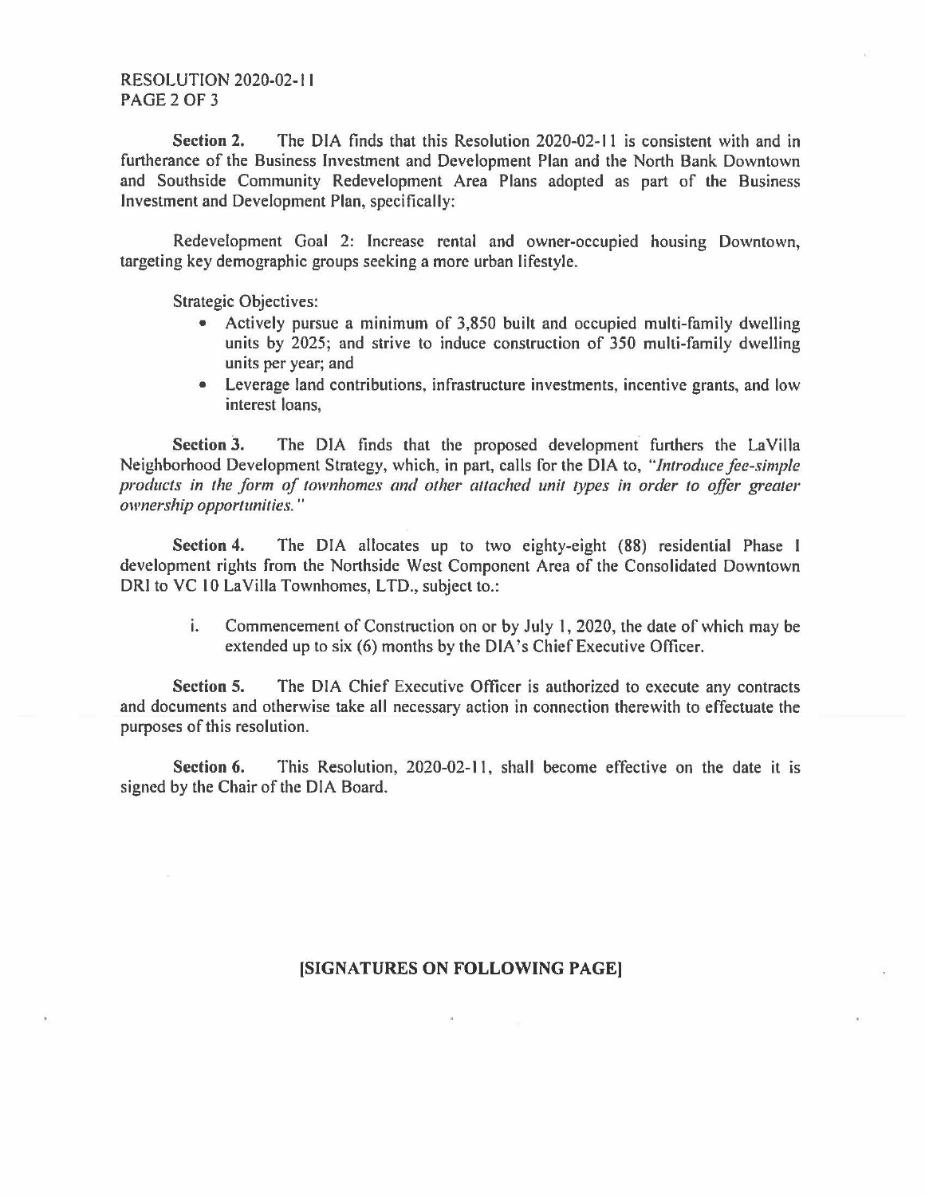**Section 2.** The DIA finds that this Resolution 2020-02-11 is consistent with and in furtherance of the Business Investment and Development Plan and the North Bank Downtown and Southside Community Redevelopment Area Plans adopted as part of the Business Investment and Development Plan, specifically:

Redevelopment Goal 2: Increase rental and owner-occupied housing Downtown, targeting key demographic groups seeking a more urban lifestyle.

Strategic Objectives:

- Actively pursue a minimum of 3,850 built and occupied multi-family dwelling units by 2025; and strive to induce construction of 350 multi-family dwelling units per year; and
- Leverage land contributions, infrastructure investments, incentive grants, and low interest loans,

**Section 3.** The DIA finds that the proposed development furthers the LaVilla Neighborhood Development Strategy, which, in part, calls for the DIA to, "*Introduce fee-simple products in the form of townhomes and other attached unit types in order to offer greater ownership opportunities.*"

**Section 4.** The DIA allocates up to two eighty-eight (88) residential Phase I development rights from the Northside West Component Area of the Consolidated Downtown DRI to VC 10 LaVilla Townhomes, LTD., subject to.:

i. Commencement of Construction on or by July 1, 2020, the date of which may be extended up to six (6) months by the DIA's Chief Executive Officer.

**Section 5.** The DIA Chief Executive Officer is authorized to execute any contracts and documents and otherwise take all necessary action in connection therewith to effectuate the purposes of this resolution.

**Section 6.** This Resolution, 2020-02-11, shall become effective on the date it is signed by the Chair of the DIA Board.

**[SIGNATURES ON FOLLOWING PAGE]**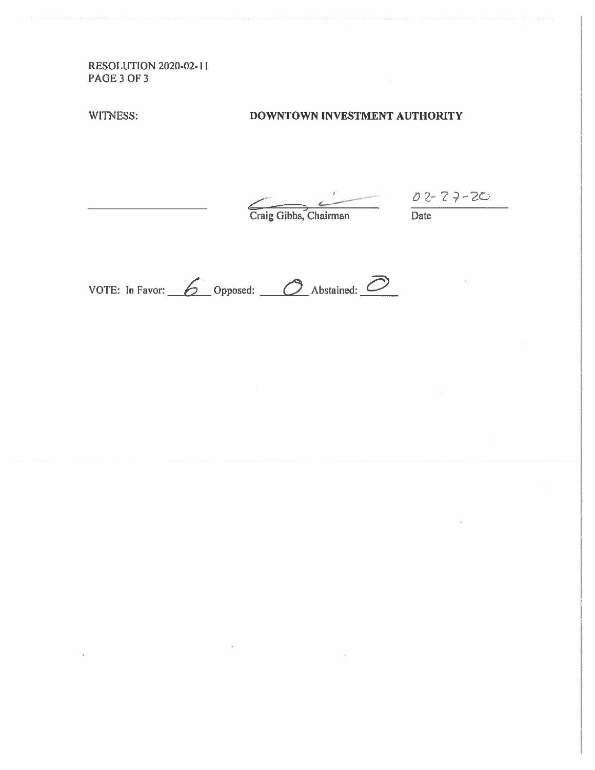RESOLUTION 2020-02-11
PAGE 3 OF 3

WITNESS: **DOWNTOWN INVESTMENT AUTHORITY**

_____________________ Craig Gibbs, Chairman 02-27-20 Date

VOTE: In Favor: 6 Opposed: 0 Abstained: 0